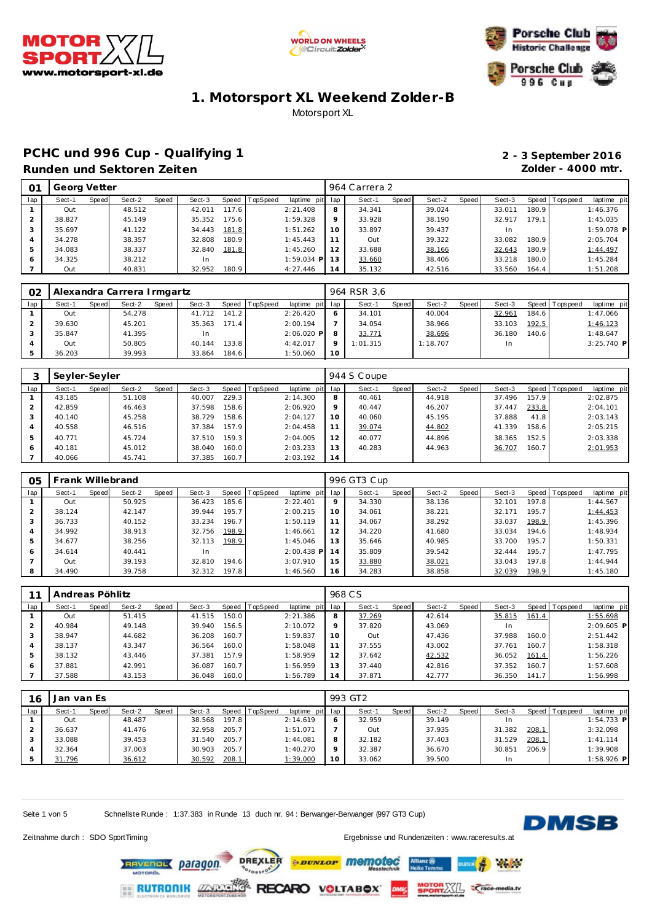# 1. Motorsport XL Weekend Zolder-B

Motorsport XL

## PCHC und 996 Cup - Qualifying 1

### Runden und Sektoren Zeiten

**2 - 3 September 2016**
**Zolder - 4000 mtr.**

**01 Georg Vetter** — 964 Carrera 2

| lap | Sect-1 | Speed | Sect-2 | Speed | Sect-3 | Speed | TopSpeed | laptime | pit | lap | Sect-1 | Speed | Sect-2 | Speed | Sect-3 | Speed | Topspeed | laptime | pit |
|---|---|---|---|---|---|---|---|---|---|---|---|---|---|---|---|---|---|---|---|
| 1 | Out | | 48.512 | | 42.011 | 117.6 | | 2:21.408 | | 8 | 34.341 | | 39.024 | | 33.011 | 180.9 | | 1:46.376 | |
| 2 | 38.827 | | 45.149 | | 35.352 | 175.6 | | 1:59.328 | | 9 | 33.928 | | 38.190 | | 32.917 | 179.1 | | 1:45.035 | |
| 3 | 35.697 | | 41.122 | | 34.443 | 181.8 | | 1:51.262 | | 10 | 33.897 | | 39.437 | | In | | | 1:59.078 | P |
| 4 | 34.278 | | 38.357 | | 32.808 | 180.9 | | 1:45.483 | | 11 | Out | | 39.322 | | 33.082 | 180.9 | | 2:05.704 | |
| 5 | 34.083 | | 38.337 | | 32.840 | 181.8 | | 1:45.260 | | 12 | 33.688 | | 38.166 | | 32.643 | 180.9 | | 1:44.497 | |
| 6 | 34.325 | | 38.212 | | In | | | 1:59.034 | P | 13 | 33.660 | | 38.406 | | 33.218 | 180.0 | | 1:45.284 | |
| 7 | Out | | 40.831 | | 32.952 | 180.9 | | 4:27.446 | | 14 | 35.132 | | 42.516 | | 33.560 | 164.4 | | 1:51.208 | |

**02 Alexandra Carrera Irmgartz** — 964 RSR 3,6

| lap | Sect-1 | Speed | Sect-2 | Speed | Sect-3 | Speed | TopSpeed | laptime | pit | lap | Sect-1 | Speed | Sect-2 | Speed | Sect-3 | Speed | Topspeed | laptime | pit |
|---|---|---|---|---|---|---|---|---|---|---|---|---|---|---|---|---|---|---|---|
| 1 | Out | | 54.278 | | 41.712 | 141.2 | | 2:26.420 | | 6 | 34.101 | | 40.004 | | 32.961 | 184.6 | | 1:47.066 | |
| 2 | 39.630 | | 45.201 | | 35.363 | 171.4 | | 2:00.194 | | 7 | 34.054 | | 38.966 | | 33.103 | 192.5 | | 1:46.123 | |
| 3 | 35.847 | | 41.395 | | In | | | 2:06.020 | P | 8 | 33.771 | | 38.696 | | 36.180 | 140.6 | | 1:48.647 | |
| 4 | Out | | 50.805 | | 40.144 | 133.8 | | 4:42.017 | | 9 | 1:01.315 | | 1:18.707 | | In | | | 3:25.740 | P |
| 5 | 36.203 | | 39.993 | | 33.864 | 184.6 | | 1:50.060 | | 10 | | | | | | | | | |

**3 Seyler-Seyler** — 944 S Coupe

| lap | Sect-1 | Speed | Sect-2 | Speed | Sect-3 | Speed | TopSpeed | laptime | pit | lap | Sect-1 | Speed | Sect-2 | Speed | Sect-3 | Speed | Topspeed | laptime | pit |
|---|---|---|---|---|---|---|---|---|---|---|---|---|---|---|---|---|---|---|---|
| 1 | 43.185 | | 51.108 | | 40.007 | 229.3 | | 2:14.300 | | 8 | 40.461 | | 44.918 | | 37.496 | 157.9 | | 2:02.875 | |
| 2 | 42.859 | | 46.463 | | 37.598 | 158.6 | | 2:06.920 | | 9 | 40.447 | | 46.207 | | 37.447 | 233.8 | | 2:04.101 | |
| 3 | 40.140 | | 45.258 | | 38.729 | 158.6 | | 2:04.127 | | 10 | 40.060 | | 45.195 | | 37.888 | 41.8 | | 2:03.143 | |
| 4 | 40.558 | | 46.516 | | 37.384 | 157.9 | | 2:04.458 | | 11 | 39.074 | | 44.802 | | 41.339 | 158.6 | | 2:05.215 | |
| 5 | 40.771 | | 45.724 | | 37.510 | 159.3 | | 2:04.005 | | 12 | 40.077 | | 44.896 | | 38.365 | 152.5 | | 2:03.338 | |
| 6 | 40.181 | | 45.012 | | 38.040 | 160.0 | | 2:03.233 | | 13 | 40.283 | | 44.963 | | 36.707 | 160.7 | | 2:01.953 | |
| 7 | 40.066 | | 45.741 | | 37.385 | 160.7 | | 2:03.192 | | 14 | | | | | | | | | |

**05 Frank Willebrand** — 996 GT3 Cup

| lap | Sect-1 | Speed | Sect-2 | Speed | Sect-3 | Speed | TopSpeed | laptime | pit | lap | Sect-1 | Speed | Sect-2 | Speed | Sect-3 | Speed | Topspeed | laptime | pit |
|---|---|---|---|---|---|---|---|---|---|---|---|---|---|---|---|---|---|---|---|
| 1 | Out | | 50.925 | | 36.423 | 185.6 | | 2:22.401 | | 9 | 34.330 | | 38.136 | | 32.101 | 197.8 | | 1:44.567 | |
| 2 | 38.124 | | 42.147 | | 39.944 | 195.7 | | 2:00.215 | | 10 | 34.061 | | 38.221 | | 32.171 | 195.7 | | 1:44.453 | |
| 3 | 36.733 | | 40.152 | | 33.234 | 196.7 | | 1:50.119 | | 11 | 34.067 | | 38.292 | | 33.037 | 198.9 | | 1:45.396 | |
| 4 | 34.992 | | 38.913 | | 32.756 | 198.9 | | 1:46.661 | | 12 | 34.220 | | 41.680 | | 33.034 | 194.6 | | 1:48.934 | |
| 5 | 34.677 | | 38.256 | | 32.113 | 198.9 | | 1:45.046 | | 13 | 35.646 | | 40.985 | | 33.700 | 195.7 | | 1:50.331 | |
| 6 | 34.614 | | 40.441 | | In | | | 2:00.438 | P | 14 | 35.809 | | 39.542 | | 32.444 | 195.7 | | 1:47.795 | |
| 7 | Out | | 39.193 | | 32.810 | 194.6 | | 3:07.910 | | 15 | 33.880 | | 38.021 | | 33.043 | 197.8 | | 1:44.944 | |
| 8 | 34.490 | | 39.758 | | 32.312 | 197.8 | | 1:46.560 | | 16 | 34.283 | | 38.858 | | 32.039 | 198.9 | | 1:45.180 | |

**11 Andreas Pöhlitz** — 968 CS

| lap | Sect-1 | Speed | Sect-2 | Speed | Sect-3 | Speed | TopSpeed | laptime | pit | lap | Sect-1 | Speed | Sect-2 | Speed | Sect-3 | Speed | Topspeed | laptime | pit |
|---|---|---|---|---|---|---|---|---|---|---|---|---|---|---|---|---|---|---|---|
| 1 | Out | | 51.415 | | 41.515 | 150.0 | | 2:21.386 | | 8 | 37.269 | | 42.614 | | 35.815 | 161.4 | | 1:55.698 | |
| 2 | 40.984 | | 49.148 | | 39.940 | 156.5 | | 2:10.072 | | 9 | 37.820 | | 43.069 | | In | | | 2:09.605 | P |
| 3 | 38.947 | | 44.682 | | 36.208 | 160.7 | | 1:59.837 | | 10 | Out | | 47.436 | | 37.988 | 160.0 | | 2:51.442 | |
| 4 | 38.137 | | 43.347 | | 36.564 | 160.0 | | 1:58.048 | | 11 | 37.555 | | 43.002 | | 37.761 | 160.7 | | 1:58.318 | |
| 5 | 38.132 | | 43.446 | | 37.381 | 157.9 | | 1:58.959 | | 12 | 37.642 | | 42.532 | | 36.052 | 161.4 | | 1:56.226 | |
| 6 | 37.881 | | 42.991 | | 36.087 | 160.7 | | 1:56.959 | | 13 | 37.440 | | 42.816 | | 37.352 | 160.7 | | 1:57.608 | |
| 7 | 37.588 | | 43.153 | | 36.048 | 160.0 | | 1:56.789 | | 14 | 37.871 | | 42.777 | | 36.350 | 141.7 | | 1:56.998 | |

**16 Jan van Es** — 993 GT2

| lap | Sect-1 | Speed | Sect-2 | Speed | Sect-3 | Speed | TopSpeed | laptime | pit | lap | Sect-1 | Speed | Sect-2 | Speed | Sect-3 | Speed | Topspeed | laptime | pit |
|---|---|---|---|---|---|---|---|---|---|---|---|---|---|---|---|---|---|---|---|
| 1 | Out | | 48.487 | | 38.568 | 197.8 | | 2:14.619 | | 6 | 32.959 | | 39.149 | | In | | | 1:54.733 | P |
| 2 | 36.637 | | 41.476 | | 32.958 | 205.7 | | 1:51.071 | | 7 | Out | | 37.935 | | 31.382 | 208.1 | | 3:32.098 | |
| 3 | 33.088 | | 39.453 | | 31.540 | 205.7 | | 1:44.081 | | 8 | 32.182 | | 37.403 | | 31.529 | 208.1 | | 1:41.114 | |
| 4 | 32.364 | | 37.003 | | 30.903 | 205.7 | | 1:40.270 | | 9 | 32.387 | | 36.670 | | 30.851 | 206.9 | | 1:39.908 | |
| 5 | 31.796 | | 36.612 | | 30.592 | 208.1 | | 1:39.000 | | 10 | 33.062 | | 39.500 | | In | | | 1:58.926 | P |

Schnellste Runde : 1:37.383 in Runde 13 duch nr. 94 : Berwanger-Berwanger (997 GT3 Cup)

Zeitnahme durch : SDO SportTiming

Ergebnisse und Rundenzeiten : www.raceresults.at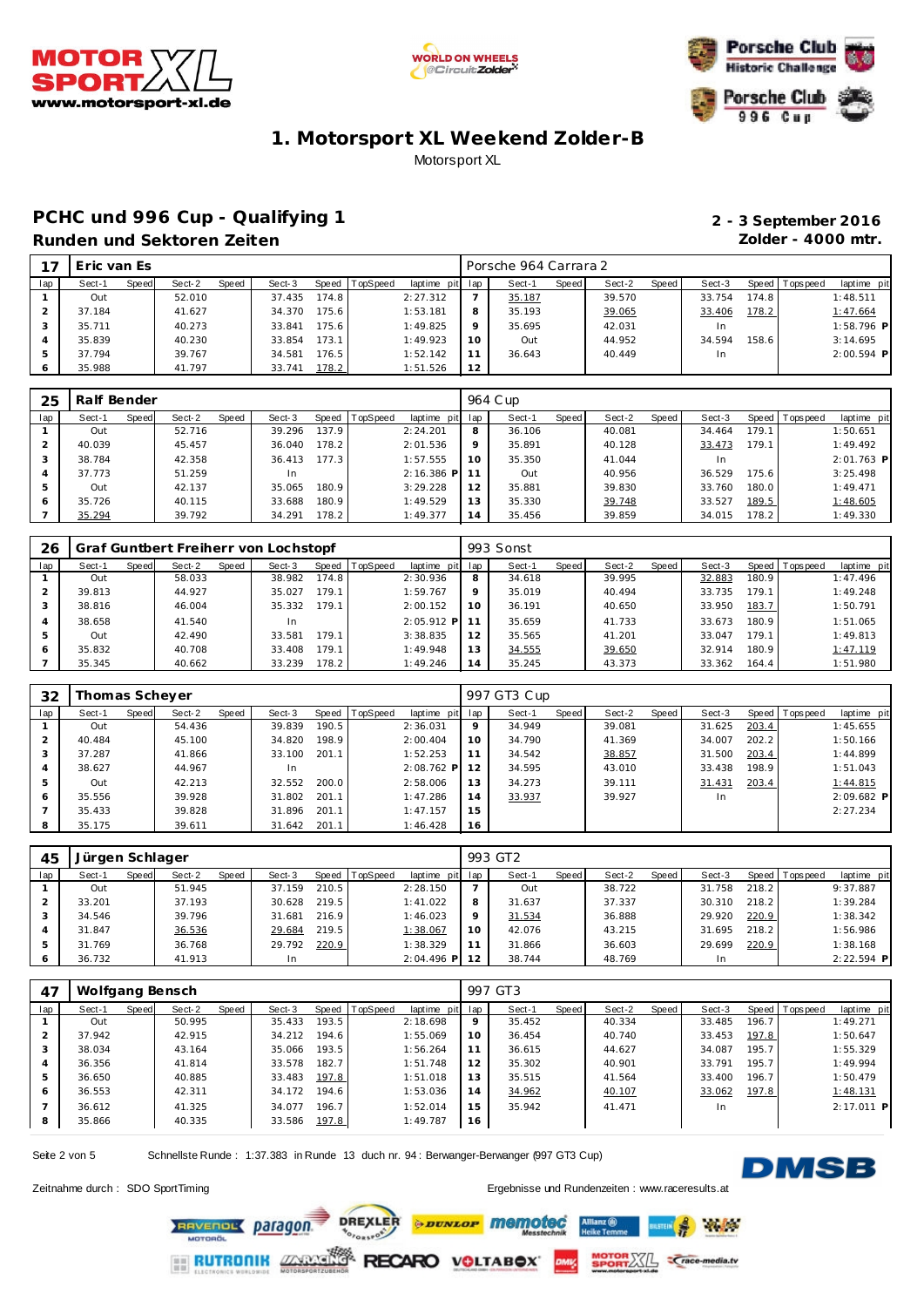# 1. Motorsport XL Weekend Zolder-B

Motorsport XL

## PCHC und 996 Cup - Qualifying 1

### Runden und Sektoren Zeiten

**2 - 3 September 2016**
**Zolder - 4000 mtr.**

| 17 | Eric van Es | | | | | | | | | Porsche 964 Carrara 2 | | | | | | | | |
|---|---|---|---|---|---|---|---|---|---|---|---|---|---|---|---|---|---|---|
| lap | Sect-1 | Speed | Sect-2 | Speed | Sect-3 | Speed | TopSpeed | laptime | pit | lap | Sect-1 | Speed | Sect-2 | Speed | Sect-3 | Speed | Topspeed | laptime pit |
| 1 | Out | | 52.010 | | 37.435 | 174.8 | | 2:27.312 | | 7 | 35.187 | | 39.570 | | 33.754 | 174.8 | | 1:48.511 |
| 2 | 37.184 | | 41.627 | | 34.370 | 175.6 | | 1:53.181 | | 8 | 35.193 | | 39.065 | | 33.406 | 178.2 | | 1:47.664 |
| 3 | 35.711 | | 40.273 | | 33.841 | 175.6 | | 1:49.825 | | 9 | 35.695 | | 42.031 | | In | | | 1:58.796 P |
| 4 | 35.839 | | 40.230 | | 33.854 | 173.1 | | 1:49.923 | | 10 | Out | | 44.952 | | 34.594 | 158.6 | | 3:14.695 |
| 5 | 37.794 | | 39.767 | | 34.581 | 176.5 | | 1:52.142 | | 11 | 36.643 | | 40.449 | | In | | | 2:00.594 P |
| 6 | 35.988 | | 41.797 | | 33.741 | 178.2 | | 1:51.526 | | 12 | | | | | | | | |

| 25 | Ralf Bender | | | | | | | | | 964 Cup | | | | | | | | |
|---|---|---|---|---|---|---|---|---|---|---|---|---|---|---|---|---|---|---|
| lap | Sect-1 | Speed | Sect-2 | Speed | Sect-3 | Speed | TopSpeed | laptime | pit | lap | Sect-1 | Speed | Sect-2 | Speed | Sect-3 | Speed | Topspeed | laptime pit |
| 1 | Out | | 52.716 | | 39.296 | 137.9 | | 2:24.201 | | 8 | 36.106 | | 40.081 | | 34.464 | 179.1 | | 1:50.651 |
| 2 | 40.039 | | 45.457 | | 36.040 | 178.2 | | 2:01.536 | | 9 | 35.891 | | 40.128 | | 33.473 | 179.1 | | 1:49.492 |
| 3 | 38.784 | | 42.358 | | 36.413 | 177.3 | | 1:57.555 | | 10 | 35.350 | | 41.044 | | In | | | 2:01.763 P |
| 4 | 37.773 | | 51.259 | | In | | | 2:16.386 | P | 11 | Out | | 40.956 | | 36.529 | 175.6 | | 3:25.498 |
| 5 | Out | | 42.137 | | 35.065 | 180.9 | | 3:29.228 | | 12 | 35.881 | | 39.830 | | 33.760 | 180.0 | | 1:49.471 |
| 6 | 35.726 | | 40.115 | | 33.688 | 180.9 | | 1:49.529 | | 13 | 35.330 | | 39.748 | | 33.527 | 189.5 | | 1:48.605 |
| 7 | 35.294 | | 39.792 | | 34.291 | 178.2 | | 1:49.377 | | 14 | 35.456 | | 39.859 | | 34.015 | 178.2 | | 1:49.330 |

| 26 | Graf Guntbert Freiherr von Lochstopf | | | | | | | | | 993 Sonst | | | | | | | | |
|---|---|---|---|---|---|---|---|---|---|---|---|---|---|---|---|---|---|---|
| lap | Sect-1 | Speed | Sect-2 | Speed | Sect-3 | Speed | TopSpeed | laptime | pit | lap | Sect-1 | Speed | Sect-2 | Speed | Sect-3 | Speed | Topspeed | laptime pit |
| 1 | Out | | 58.033 | | 38.982 | 174.8 | | 2:30.936 | | 8 | 34.618 | | 39.995 | | 32.883 | 180.9 | | 1:47.496 |
| 2 | 39.813 | | 44.927 | | 35.027 | 179.1 | | 1:59.767 | | 9 | 35.019 | | 40.494 | | 33.735 | 179.1 | | 1:49.248 |
| 3 | 38.816 | | 46.004 | | 35.332 | 179.1 | | 2:00.152 | | 10 | 36.191 | | 40.650 | | 33.950 | 183.7 | | 1:50.791 |
| 4 | 38.658 | | 41.540 | | In | | | 2:05.912 | P | 11 | 35.659 | | 41.733 | | 33.673 | 180.9 | | 1:51.065 |
| 5 | Out | | 42.490 | | 33.581 | 179.1 | | 3:38.835 | | 12 | 35.565 | | 41.201 | | 33.047 | 179.1 | | 1:49.813 |
| 6 | 35.832 | | 40.708 | | 33.408 | 179.1 | | 1:49.948 | | 13 | 34.555 | | 39.650 | | 32.914 | 180.9 | | 1:47.119 |
| 7 | 35.345 | | 40.662 | | 33.239 | 178.2 | | 1:49.246 | | 14 | 35.245 | | 43.373 | | 33.362 | 164.4 | | 1:51.980 |

| 32 | Thomas Scheyer | | | | | | | | | 997 GT3 Cup | | | | | | | | |
|---|---|---|---|---|---|---|---|---|---|---|---|---|---|---|---|---|---|---|
| lap | Sect-1 | Speed | Sect-2 | Speed | Sect-3 | Speed | TopSpeed | laptime | pit | lap | Sect-1 | Speed | Sect-2 | Speed | Sect-3 | Speed | Topspeed | laptime pit |
| 1 | Out | | 54.436 | | 39.839 | 190.5 | | 2:36.031 | | 9 | 34.949 | | 39.081 | | 31.625 | 203.4 | | 1:45.655 |
| 2 | 40.484 | | 45.100 | | 34.820 | 198.9 | | 2:00.404 | | 10 | 34.790 | | 41.369 | | 34.007 | 202.2 | | 1:50.166 |
| 3 | 37.287 | | 41.866 | | 33.100 | 201.1 | | 1:52.253 | | 11 | 34.542 | | 38.857 | | 31.500 | 203.4 | | 1:44.899 |
| 4 | 38.627 | | 44.967 | | In | | | 2:08.762 | P | 12 | 34.595 | | 43.010 | | 33.438 | 198.9 | | 1:51.043 |
| 5 | Out | | 42.213 | | 32.552 | 200.0 | | 2:58.006 | | 13 | 34.273 | | 39.111 | | 31.431 | 203.4 | | 1:44.815 |
| 6 | 35.556 | | 39.928 | | 31.802 | 201.1 | | 1:47.286 | | 14 | 33.937 | | 39.927 | | In | | | 2:09.682 P |
| 7 | 35.433 | | 39.828 | | 31.896 | 201.1 | | 1:47.157 | | 15 | | | | | | | | 2:27.234 |
| 8 | 35.175 | | 39.611 | | 31.642 | 201.1 | | 1:46.428 | | 16 | | | | | | | | |

| 45 | Jürgen Schlager | | | | | | | | | 993 GT2 | | | | | | | | |
|---|---|---|---|---|---|---|---|---|---|---|---|---|---|---|---|---|---|---|
| lap | Sect-1 | Speed | Sect-2 | Speed | Sect-3 | Speed | TopSpeed | laptime | pit | lap | Sect-1 | Speed | Sect-2 | Speed | Sect-3 | Speed | Topspeed | laptime pit |
| 1 | Out | | 51.945 | | 37.159 | 210.5 | | 2:28.150 | | 7 | Out | | 38.722 | | 31.758 | 218.2 | | 9:37.887 |
| 2 | 33.201 | | 37.193 | | 30.628 | 219.5 | | 1:41.022 | | 8 | 31.637 | | 37.337 | | 30.310 | 218.2 | | 1:39.284 |
| 3 | 34.546 | | 39.796 | | 31.681 | 216.9 | | 1:46.023 | | 9 | 31.534 | | 36.888 | | 29.920 | 220.9 | | 1:38.342 |
| 4 | 31.847 | | 36.536 | | 29.684 | 219.5 | | 1:38.067 | | 10 | 42.076 | | 43.215 | | 31.695 | 218.2 | | 1:56.986 |
| 5 | 31.769 | | 36.768 | | 29.792 | 220.9 | | 1:38.329 | | 11 | 31.866 | | 36.603 | | 29.699 | 220.9 | | 1:38.168 |
| 6 | 36.732 | | 41.913 | | In | | | 2:04.496 | P | 12 | 38.744 | | 48.769 | | In | | | 2:22.594 P |

| 47 | Wolfgang Bensch | | | | | | | | | 997 GT3 | | | | | | | | |
|---|---|---|---|---|---|---|---|---|---|---|---|---|---|---|---|---|---|---|
| lap | Sect-1 | Speed | Sect-2 | Speed | Sect-3 | Speed | TopSpeed | laptime | pit | lap | Sect-1 | Speed | Sect-2 | Speed | Sect-3 | Speed | Topspeed | laptime pit |
| 1 | Out | | 50.995 | | 35.433 | 193.5 | | 2:18.698 | | 9 | 35.452 | | 40.334 | | 33.485 | 196.7 | | 1:49.271 |
| 2 | 37.942 | | 42.915 | | 34.212 | 194.6 | | 1:55.069 | | 10 | 36.454 | | 40.740 | | 33.453 | 197.8 | | 1:50.647 |
| 3 | 38.034 | | 43.164 | | 35.066 | 193.5 | | 1:56.264 | | 11 | 36.615 | | 44.627 | | 34.087 | 195.7 | | 1:55.329 |
| 4 | 36.356 | | 41.814 | | 33.578 | 182.7 | | 1:51.748 | | 12 | 35.302 | | 40.901 | | 33.791 | 195.7 | | 1:49.994 |
| 5 | 36.650 | | 40.885 | | 33.483 | 197.8 | | 1:51.018 | | 13 | 35.515 | | 41.564 | | 33.400 | 196.7 | | 1:50.479 |
| 6 | 36.553 | | 42.311 | | 34.172 | 194.6 | | 1:53.036 | | 14 | 34.962 | | 40.107 | | 33.062 | 197.8 | | 1:48.131 |
| 7 | 36.612 | | 41.325 | | 34.077 | 196.7 | | 1:52.014 | | 15 | 35.942 | | 41.471 | | In | | | 2:17.011 P |
| 8 | 35.866 | | 40.335 | | 33.586 | 197.8 | | 1:49.787 | | 16 | | | | | | | | |

Schnellste Runde : 1:37.383 in Runde 13 duch nr. 94 : Berwanger-Berwanger (997 GT3 Cup)

Zeitnahme durch : SDO SportTiming

Ergebnisse und Rundenzeiten : www.raceresults.at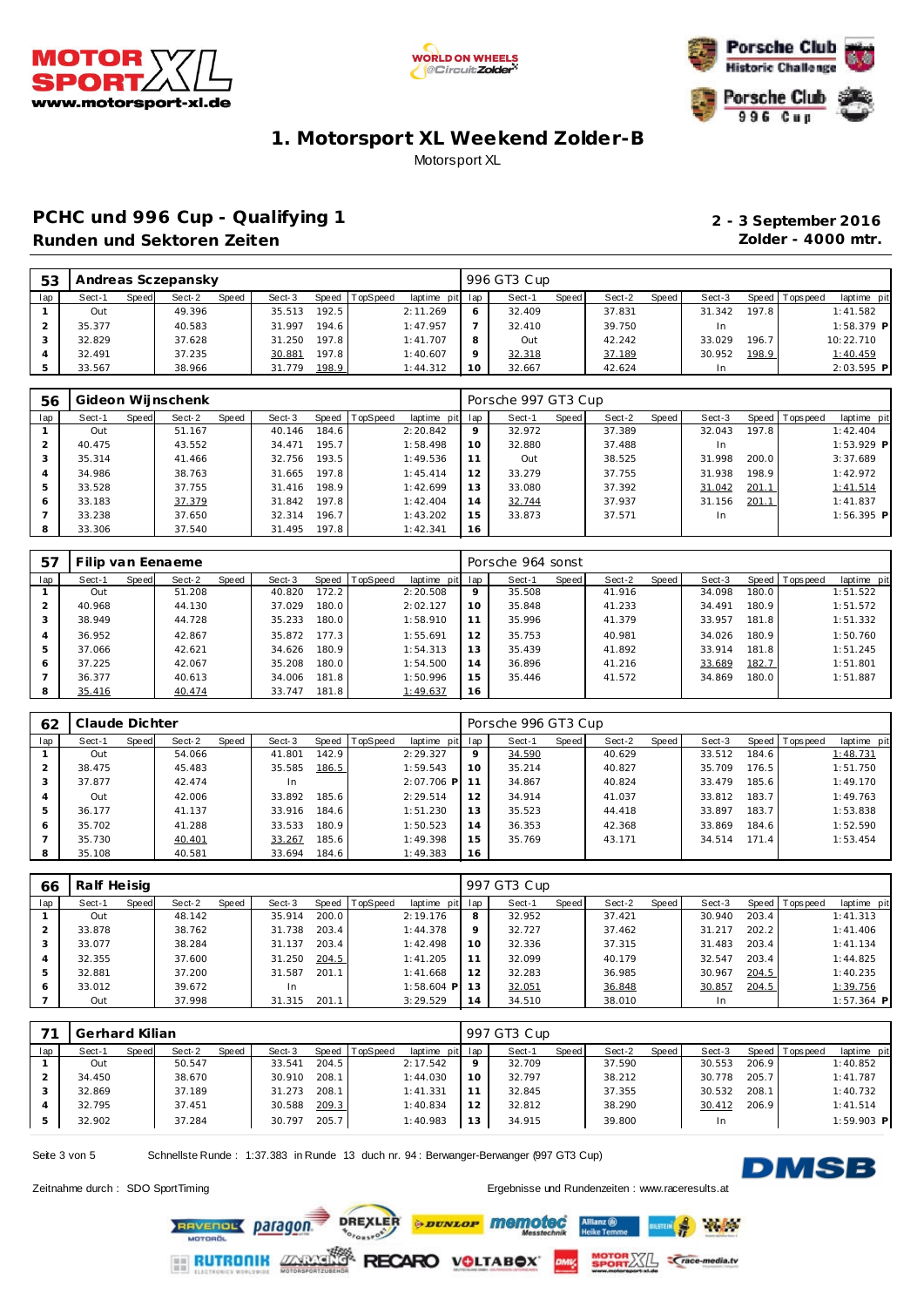# 1. Motorsport XL Weekend Zolder-B

Motorsport XL

## PCHC und 996 Cup - Qualifying 1

**Runden und Sektoren Zeiten**

**2 - 3 September 2016**
**Zolder - 4000 mtr.**

### 53 Andreas Sczepansky — 996 GT3 Cup

| lap | Sect-1 | Speed | Sect-2 | Speed | Sect-3 | Speed | TopSpeed | laptime pit | lap | Sect-1 | Speed | Sect-2 | Speed | Sect-3 | Speed | Topspeed | laptime pit |
|---|---|---|---|---|---|---|---|---|---|---|---|---|---|---|---|---|---|
| 1 | Out | | 49.396 | | 35.513 | 192.5 | | 2:11.269 | 6 | 32.409 | | 37.831 | | 31.342 | 197.8 | | 1:41.582 |
| 2 | 35.377 | | 40.583 | | 31.997 | 194.6 | | 1:47.957 | 7 | 32.410 | | 39.750 | | In | | | 1:58.379 P |
| 3 | 32.829 | | 37.628 | | 31.250 | 197.8 | | 1:41.707 | 8 | Out | | 42.242 | | 33.029 | 196.7 | | 10:22.710 |
| 4 | 32.491 | | 37.235 | | 30.881 | 197.8 | | 1:40.607 | 9 | 32.318 | | 37.189 | | 30.952 | 198.9 | | 1:40.459 |
| 5 | 33.567 | | 38.966 | | 31.779 | 198.9 | | 1:44.312 | 10 | 32.667 | | 42.624 | | In | | | 2:03.595 P |

### 56 Gideon Wijnschenk — Porsche 997 GT3 Cup

| lap | Sect-1 | Speed | Sect-2 | Speed | Sect-3 | Speed | TopSpeed | laptime pit | lap | Sect-1 | Speed | Sect-2 | Speed | Sect-3 | Speed | Topspeed | laptime pit |
|---|---|---|---|---|---|---|---|---|---|---|---|---|---|---|---|---|---|
| 1 | Out | | 51.167 | | 40.146 | 184.6 | | 2:20.842 | 9 | 32.972 | | 37.389 | | 32.043 | 197.8 | | 1:42.404 |
| 2 | 40.475 | | 43.552 | | 34.471 | 195.7 | | 1:58.498 | 10 | 32.880 | | 37.488 | | In | | | 1:53.929 P |
| 3 | 35.314 | | 41.466 | | 32.756 | 193.5 | | 1:49.536 | 11 | Out | | 38.525 | | 31.998 | 200.0 | | 3:37.689 |
| 4 | 34.986 | | 38.763 | | 31.665 | 197.8 | | 1:45.414 | 12 | 33.279 | | 37.755 | | 31.938 | 198.9 | | 1:42.972 |
| 5 | 33.528 | | 37.755 | | 31.416 | 198.9 | | 1:42.699 | 13 | 33.080 | | 37.392 | | 31.042 | 201.1 | | 1:41.514 |
| 6 | 33.183 | | 37.379 | | 31.842 | 197.8 | | 1:42.404 | 14 | 32.744 | | 37.937 | | 31.156 | 201.1 | | 1:41.837 |
| 7 | 33.238 | | 37.650 | | 32.314 | 196.7 | | 1:43.202 | 15 | 33.873 | | 37.571 | | In | | | 1:56.395 P |
| 8 | 33.306 | | 37.540 | | 31.495 | 197.8 | | 1:42.341 | 16 | | | | | | | | |

### 57 Filip van Eenaeme — Porsche 964 sonst

| lap | Sect-1 | Speed | Sect-2 | Speed | Sect-3 | Speed | TopSpeed | laptime pit | lap | Sect-1 | Speed | Sect-2 | Speed | Sect-3 | Speed | Topspeed | laptime pit |
|---|---|---|---|---|---|---|---|---|---|---|---|---|---|---|---|---|---|
| 1 | Out | | 51.208 | | 40.820 | 172.2 | | 2:20.508 | 9 | 35.508 | | 41.916 | | 34.098 | 180.0 | | 1:51.522 |
| 2 | 40.968 | | 44.130 | | 37.029 | 180.0 | | 2:02.127 | 10 | 35.848 | | 41.233 | | 34.491 | 180.9 | | 1:51.572 |
| 3 | 38.949 | | 44.728 | | 35.233 | 180.0 | | 1:58.910 | 11 | 35.996 | | 41.379 | | 33.957 | 181.8 | | 1:51.332 |
| 4 | 36.952 | | 42.867 | | 35.872 | 177.3 | | 1:55.691 | 12 | 35.753 | | 40.981 | | 34.026 | 180.9 | | 1:50.760 |
| 5 | 37.066 | | 42.621 | | 34.626 | 180.9 | | 1:54.313 | 13 | 35.439 | | 41.892 | | 33.914 | 181.8 | | 1:51.245 |
| 6 | 37.225 | | 42.067 | | 35.208 | 180.0 | | 1:54.500 | 14 | 36.896 | | 41.216 | | 33.689 | 182.7 | | 1:51.801 |
| 7 | 36.377 | | 40.613 | | 34.006 | 181.8 | | 1:50.996 | 15 | 35.446 | | 41.572 | | 34.869 | 180.0 | | 1:51.887 |
| 8 | 35.416 | | 40.474 | | 33.747 | 181.8 | | 1:49.637 | 16 | | | | | | | | |

### 62 Claude Dichter — Porsche 996 GT3 Cup

| lap | Sect-1 | Speed | Sect-2 | Speed | Sect-3 | Speed | TopSpeed | laptime pit | lap | Sect-1 | Speed | Sect-2 | Speed | Sect-3 | Speed | Topspeed | laptime pit |
|---|---|---|---|---|---|---|---|---|---|---|---|---|---|---|---|---|---|
| 1 | Out | | 54.066 | | 41.801 | 142.9 | | 2:29.327 | 9 | 34.590 | | 40.629 | | 33.512 | 184.6 | | 1:48.731 |
| 2 | 38.475 | | 45.483 | | 35.585 | 186.5 | | 1:59.543 | 10 | 35.214 | | 40.827 | | 35.709 | 176.5 | | 1:51.750 |
| 3 | 37.877 | | 42.474 | | In | | | 2:07.706 P | 11 | 34.867 | | 40.824 | | 33.479 | 185.6 | | 1:49.170 |
| 4 | Out | | 42.006 | | 33.892 | 185.6 | | 2:29.514 | 12 | 34.914 | | 41.037 | | 33.812 | 183.7 | | 1:49.763 |
| 5 | 36.177 | | 41.137 | | 33.916 | 184.6 | | 1:51.230 | 13 | 35.523 | | 44.418 | | 33.897 | 183.7 | | 1:53.838 |
| 6 | 35.702 | | 41.288 | | 33.533 | 180.9 | | 1:50.523 | 14 | 36.353 | | 42.368 | | 33.869 | 184.6 | | 1:52.590 |
| 7 | 35.730 | | 40.401 | | 33.267 | 185.6 | | 1:49.398 | 15 | 35.769 | | 43.171 | | 34.514 | 171.4 | | 1:53.454 |
| 8 | 35.108 | | 40.581 | | 33.694 | 184.6 | | 1:49.383 | 16 | | | | | | | | |

### 66 Ralf Heisig — 997 GT3 Cup

| lap | Sect-1 | Speed | Sect-2 | Speed | Sect-3 | Speed | TopSpeed | laptime pit | lap | Sect-1 | Speed | Sect-2 | Speed | Sect-3 | Speed | Topspeed | laptime pit |
|---|---|---|---|---|---|---|---|---|---|---|---|---|---|---|---|---|---|
| 1 | Out | | 48.142 | | 35.914 | 200.0 | | 2:19.176 | 8 | 32.952 | | 37.421 | | 30.940 | 203.4 | | 1:41.313 |
| 2 | 33.878 | | 38.762 | | 31.738 | 203.4 | | 1:44.378 | 9 | 32.727 | | 37.462 | | 31.217 | 202.2 | | 1:41.406 |
| 3 | 33.077 | | 38.284 | | 31.137 | 203.4 | | 1:42.498 | 10 | 32.336 | | 37.315 | | 31.483 | 203.4 | | 1:41.134 |
| 4 | 32.355 | | 37.600 | | 31.250 | 204.5 | | 1:41.205 | 11 | 32.099 | | 40.179 | | 32.547 | 203.4 | | 1:44.825 |
| 5 | 32.881 | | 37.200 | | 31.587 | 201.1 | | 1:41.668 | 12 | 32.283 | | 36.985 | | 30.967 | 204.5 | | 1:40.235 |
| 6 | 33.012 | | 39.672 | | In | | | 1:58.604 P | 13 | 32.051 | | 36.848 | | 30.857 | 204.5 | | 1:39.756 |
| 7 | Out | | 37.998 | | 31.315 | 201.1 | | 3:29.529 | 14 | 34.510 | | 38.010 | | In | | | 1:57.364 P |

### 71 Gerhard Kilian — 997 GT3 Cup

| lap | Sect-1 | Speed | Sect-2 | Speed | Sect-3 | Speed | TopSpeed | laptime pit | lap | Sect-1 | Speed | Sect-2 | Speed | Sect-3 | Speed | Topspeed | laptime pit |
|---|---|---|---|---|---|---|---|---|---|---|---|---|---|---|---|---|---|
| 1 | Out | | 50.547 | | 33.541 | 204.5 | | 2:17.542 | 9 | 32.709 | | 37.590 | | 30.553 | 206.9 | | 1:40.852 |
| 2 | 34.450 | | 38.670 | | 30.910 | 208.1 | | 1:44.030 | 10 | 32.797 | | 38.212 | | 30.778 | 205.7 | | 1:41.787 |
| 3 | 32.869 | | 37.189 | | 31.273 | 208.1 | | 1:41.331 | 11 | 32.845 | | 37.355 | | 30.532 | 208.1 | | 1:40.732 |
| 4 | 32.795 | | 37.451 | | 30.588 | 209.3 | | 1:40.834 | 12 | 32.812 | | 38.290 | | 30.412 | 206.9 | | 1:41.514 |
| 5 | 32.902 | | 37.284 | | 30.797 | 205.7 | | 1:40.983 | 13 | 34.915 | | 39.800 | | In | | | 1:59.903 P |

Schnellste Runde : 1:37.383 in Runde 13 duch nr. 94 : Berwanger-Berwanger (997 GT3 Cup)

Zeitnahme durch : SDO SportTiming

Ergebnisse und Rundenzeiten : www.raceresults.at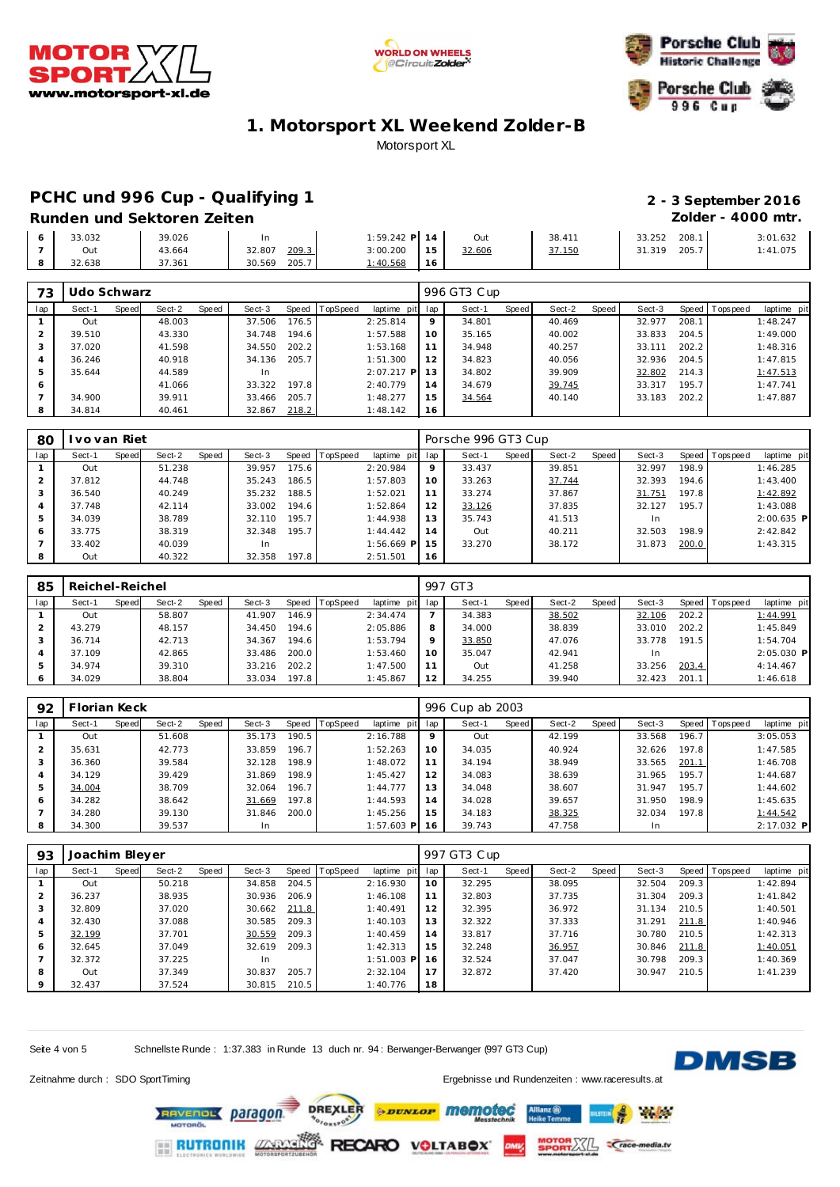# 1. Motorsport XL Weekend Zolder-B

Motorsport XL

## PCHC und 996 Cup - Qualifying 1

**2 - 3 September 2016**

### Runden und Sektoren Zeiten

**Zolder - 4000 mtr.**

| lap | Sect-1 | Speed | Sect-2 | Speed | Sect-3 | Speed | TopSpeed | laptime | pit | lap | Sect-1 | Speed | Sect-2 | Speed | Sect-3 | Speed | Topspeed | laptime | pit |
|---|---|---|---|---|---|---|---|---|---|---|---|---|---|---|---|---|---|---|---|
| 6 | 33.032 | | 39.026 | | In | | | 1:59.242 | P | 14 | Out | | 38.411 | | 33.252 | 208.1 | | 3:01.632 | |
| 7 | Out | | 43.664 | | 32.807 | 209.3 | | 3:00.200 | | 15 | 32.606 | | 37.150 | | 31.319 | 205.7 | | 1:41.075 | |
| 8 | 32.638 | | 37.361 | | 30.569 | 205.7 | | 1:40.568 | | 16 | | | | | | | | | |

**73 Udo Schwarz** — 996 GT3 Cup

| lap | Sect-1 | Speed | Sect-2 | Speed | Sect-3 | Speed | TopSpeed | laptime | pit | lap | Sect-1 | Speed | Sect-2 | Speed | Sect-3 | Speed | Topspeed | laptime | pit |
|---|---|---|---|---|---|---|---|---|---|---|---|---|---|---|---|---|---|---|---|
| 1 | Out | | 48.003 | | 37.506 | 176.5 | | 2:25.814 | | 9 | 34.801 | | 40.469 | | 32.977 | 208.1 | | 1:48.247 | |
| 2 | 39.510 | | 43.330 | | 34.748 | 194.6 | | 1:57.588 | | 10 | 35.165 | | 40.002 | | 33.833 | 204.5 | | 1:49.000 | |
| 3 | 37.020 | | 41.598 | | 34.550 | 202.2 | | 1:53.168 | | 11 | 34.948 | | 40.257 | | 33.111 | 202.2 | | 1:48.316 | |
| 4 | 36.246 | | 40.918 | | 34.136 | 205.7 | | 1:51.300 | | 12 | 34.823 | | 40.056 | | 32.936 | 204.5 | | 1:47.815 | |
| 5 | 35.644 | | 44.589 | | In | | | 2:07.217 | P | 13 | 34.802 | | 39.909 | | 32.802 | 214.3 | | 1:47.513 | |
| 6 | | | 41.066 | | 33.322 | 197.8 | | 2:40.779 | | 14 | 34.679 | | 39.745 | | 33.317 | 195.7 | | 1:47.741 | |
| 7 | 34.900 | | 39.911 | | 33.466 | 205.7 | | 1:48.277 | | 15 | 34.564 | | 40.140 | | 33.183 | 202.2 | | 1:47.887 | |
| 8 | 34.814 | | 40.461 | | 32.867 | 218.2 | | 1:48.142 | | 16 | | | | | | | | | |

**80 Ivo van Riet** — Porsche 996 GT3 Cup

| lap | Sect-1 | Speed | Sect-2 | Speed | Sect-3 | Speed | TopSpeed | laptime | pit | lap | Sect-1 | Speed | Sect-2 | Speed | Sect-3 | Speed | Topspeed | laptime | pit |
|---|---|---|---|---|---|---|---|---|---|---|---|---|---|---|---|---|---|---|---|
| 1 | Out | | 51.238 | | 39.957 | 175.6 | | 2:20.984 | | 9 | 33.437 | | 39.851 | | 32.997 | 198.9 | | 1:46.285 | |
| 2 | 37.812 | | 44.748 | | 35.243 | 186.5 | | 1:57.803 | | 10 | 33.263 | | 37.744 | | 32.393 | 194.6 | | 1:43.400 | |
| 3 | 36.540 | | 40.249 | | 35.232 | 188.5 | | 1:52.021 | | 11 | 33.274 | | 37.867 | | 31.751 | 197.8 | | 1:42.892 | |
| 4 | 37.748 | | 42.114 | | 33.002 | 194.6 | | 1:52.864 | | 12 | 33.126 | | 37.835 | | 32.127 | 195.7 | | 1:43.088 | |
| 5 | 34.039 | | 38.789 | | 32.110 | 195.7 | | 1:44.938 | | 13 | 35.743 | | 41.513 | | In | | | 2:00.635 | P |
| 6 | 33.775 | | 38.319 | | 32.348 | 195.7 | | 1:44.442 | | 14 | Out | | 40.211 | | 32.503 | 198.9 | | 2:42.842 | |
| 7 | 33.402 | | 40.039 | | In | | | 1:56.669 | P | 15 | 33.270 | | 38.172 | | 31.873 | 200.0 | | 1:43.315 | |
| 8 | Out | | 40.322 | | 32.358 | 197.8 | | 2:51.501 | | 16 | | | | | | | | | |

**85 Reichel-Reichel** — 997 GT3

| lap | Sect-1 | Speed | Sect-2 | Speed | Sect-3 | Speed | TopSpeed | laptime | pit | lap | Sect-1 | Speed | Sect-2 | Speed | Sect-3 | Speed | Topspeed | laptime | pit |
|---|---|---|---|---|---|---|---|---|---|---|---|---|---|---|---|---|---|---|---|
| 1 | Out | | 58.807 | | 41.907 | 146.9 | | 2:34.474 | | 7 | 34.383 | | 38.502 | | 32.106 | 202.2 | | 1:44.991 | |
| 2 | 43.279 | | 48.157 | | 34.450 | 194.6 | | 2:05.886 | | 8 | 34.000 | | 38.839 | | 33.010 | 202.2 | | 1:45.849 | |
| 3 | 36.714 | | 42.713 | | 34.367 | 194.6 | | 1:53.794 | | 9 | 33.850 | | 47.076 | | 33.778 | 191.5 | | 1:54.704 | |
| 4 | 37.109 | | 42.865 | | 33.486 | 200.0 | | 1:53.460 | | 10 | 35.047 | | 42.941 | | In | | | 2:05.030 | P |
| 5 | 34.974 | | 39.310 | | 33.216 | 202.2 | | 1:47.500 | | 11 | Out | | 41.258 | | 33.256 | 203.4 | | 4:14.467 | |
| 6 | 34.029 | | 38.804 | | 33.034 | 197.8 | | 1:45.867 | | 12 | 34.255 | | 39.940 | | 32.423 | 201.1 | | 1:46.618 | |

**92 Florian Keck** — 996 Cup ab 2003

| lap | Sect-1 | Speed | Sect-2 | Speed | Sect-3 | Speed | TopSpeed | laptime | pit | lap | Sect-1 | Speed | Sect-2 | Speed | Sect-3 | Speed | Topspeed | laptime | pit |
|---|---|---|---|---|---|---|---|---|---|---|---|---|---|---|---|---|---|---|---|
| 1 | Out | | 51.608 | | 35.173 | 190.5 | | 2:16.788 | | 9 | Out | | 42.199 | | 33.568 | 196.7 | | 3:05.053 | |
| 2 | 35.631 | | 42.773 | | 33.859 | 196.7 | | 1:52.263 | | 10 | 34.035 | | 40.924 | | 32.626 | 197.8 | | 1:47.585 | |
| 3 | 36.360 | | 39.584 | | 32.128 | 198.9 | | 1:48.072 | | 11 | 34.194 | | 38.949 | | 33.565 | 201.1 | | 1:46.708 | |
| 4 | 34.129 | | 39.429 | | 31.869 | 198.9 | | 1:45.427 | | 12 | 34.083 | | 38.639 | | 31.965 | 195.7 | | 1:44.687 | |
| 5 | 34.004 | | 38.709 | | 32.064 | 196.7 | | 1:44.777 | | 13 | 34.048 | | 38.607 | | 31.947 | 195.7 | | 1:44.602 | |
| 6 | 34.282 | | 38.642 | | 31.669 | 197.8 | | 1:44.593 | | 14 | 34.028 | | 39.657 | | 31.950 | 198.9 | | 1:45.635 | |
| 7 | 34.280 | | 39.130 | | 31.846 | 200.0 | | 1:45.256 | | 15 | 34.183 | | 38.325 | | 32.034 | 197.8 | | 1:44.542 | |
| 8 | 34.300 | | 39.537 | | In | | | 1:57.603 | P | 16 | 39.743 | | 47.758 | | In | | | 2:17.032 | P |

**93 Joachim Bleyer** — 997 GT3 Cup

| lap | Sect-1 | Speed | Sect-2 | Speed | Sect-3 | Speed | TopSpeed | laptime | pit | lap | Sect-1 | Speed | Sect-2 | Speed | Sect-3 | Speed | Topspeed | laptime | pit |
|---|---|---|---|---|---|---|---|---|---|---|---|---|---|---|---|---|---|---|---|
| 1 | Out | | 50.218 | | 34.858 | 204.5 | | 2:16.930 | | 10 | 32.295 | | 38.095 | | 32.504 | 209.3 | | 1:42.894 | |
| 2 | 36.237 | | 38.935 | | 30.936 | 206.9 | | 1:46.108 | | 11 | 32.803 | | 37.735 | | 31.304 | 209.3 | | 1:41.842 | |
| 3 | 32.809 | | 37.020 | | 30.662 | 211.8 | | 1:40.491 | | 12 | 32.395 | | 36.972 | | 31.134 | 210.5 | | 1:40.501 | |
| 4 | 32.430 | | 37.088 | | 30.585 | 209.3 | | 1:40.103 | | 13 | 32.322 | | 37.333 | | 31.291 | 211.8 | | 1:40.946 | |
| 5 | 32.199 | | 37.701 | | 30.559 | 209.3 | | 1:40.459 | | 14 | 33.817 | | 37.716 | | 30.780 | 210.5 | | 1:42.313 | |
| 6 | 32.645 | | 37.049 | | 32.619 | 209.3 | | 1:42.313 | | 15 | 32.248 | | 36.957 | | 30.846 | 211.8 | | 1:40.051 | |
| 7 | 32.372 | | 37.225 | | In | | | 1:51.003 | P | 16 | 32.524 | | 37.047 | | 30.798 | 209.3 | | 1:40.369 | |
| 8 | Out | | 37.349 | | 30.837 | 205.7 | | 2:32.104 | | 17 | 32.872 | | 37.420 | | 30.947 | 210.5 | | 1:41.239 | |
| 9 | 32.437 | | 37.524 | | 30.815 | 210.5 | | 1:40.776 | | 18 | | | | | | | | | |

Schnellste Runde : 1:37.383 in Runde 13 duch nr. 94 : Berwanger-Berwanger (997 GT3 Cup)

Zeitnahme durch : SDO SportTiming

Ergebnisse und Rundenzeiten : www.raceresults.at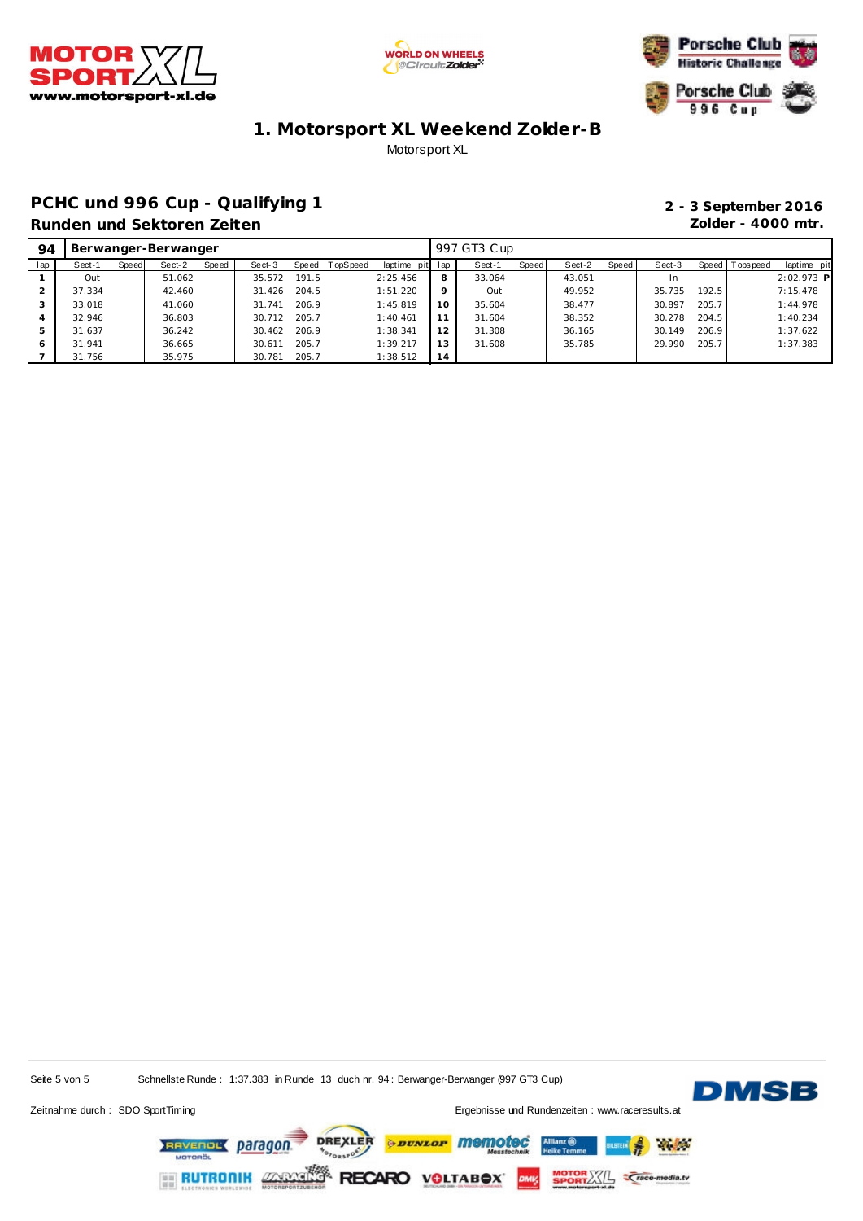# 1. Motorsport XL Weekend Zolder-B

Motorsport XL

## PCHC und 996 Cup - Qualifying 1

**Runden und Sektoren Zeiten**

**2 - 3 September 2016**

**Zolder - 4000 mtr.**

| 94 | Berwanger-Berwanger | | | | | | | | | 997 GT3 Cup | | | | | | | | |
|---|---|---|---|---|---|---|---|---|---|---|---|---|---|---|---|---|---|---|
| lap | Sect-1 | Speed | Sect-2 | Speed | Sect-3 | Speed | TopSpeed | laptime | pit | lap | Sect-1 | Speed | Sect-2 | Speed | Sect-3 | Speed | Topspeed | laptime pit |
| 1 | Out | | 51.062 | | 35.572 | 191.5 | | 2:25.456 | | 8 | 33.064 | | 43.051 | | In | | | 2:02.973 P |
| 2 | 37.334 | | 42.460 | | 31.426 | 204.5 | | 1:51.220 | | 9 | Out | | 49.952 | | 35.735 | 192.5 | | 7:15.478 |
| 3 | 33.018 | | 41.060 | | 31.741 | 206.9 | | 1:45.819 | | 10 | 35.604 | | 38.477 | | 30.897 | 205.7 | | 1:44.978 |
| 4 | 32.946 | | 36.803 | | 30.712 | 205.7 | | 1:40.461 | | 11 | 31.604 | | 38.352 | | 30.278 | 204.5 | | 1:40.234 |
| 5 | 31.637 | | 36.242 | | 30.462 | 206.9 | | 1:38.341 | | 12 | 31.308 | | 36.165 | | 30.149 | 206.9 | | 1:37.622 |
| 6 | 31.941 | | 36.665 | | 30.611 | 205.7 | | 1:39.217 | | 13 | 31.608 | | 35.785 | | 29.990 | 205.7 | | 1:37.383 |
| 7 | 31.756 | | 35.975 | | 30.781 | 205.7 | | 1:38.512 | | 14 | | | | | | | | |

Schnellste Runde : 1:37.383 in Runde 13 duch nr. 94 : Berwanger-Berwanger (997 GT3 Cup)

Zeitnahme durch : SDO SportTiming

Ergebnisse und Rundenzeiten : www.raceresults.at